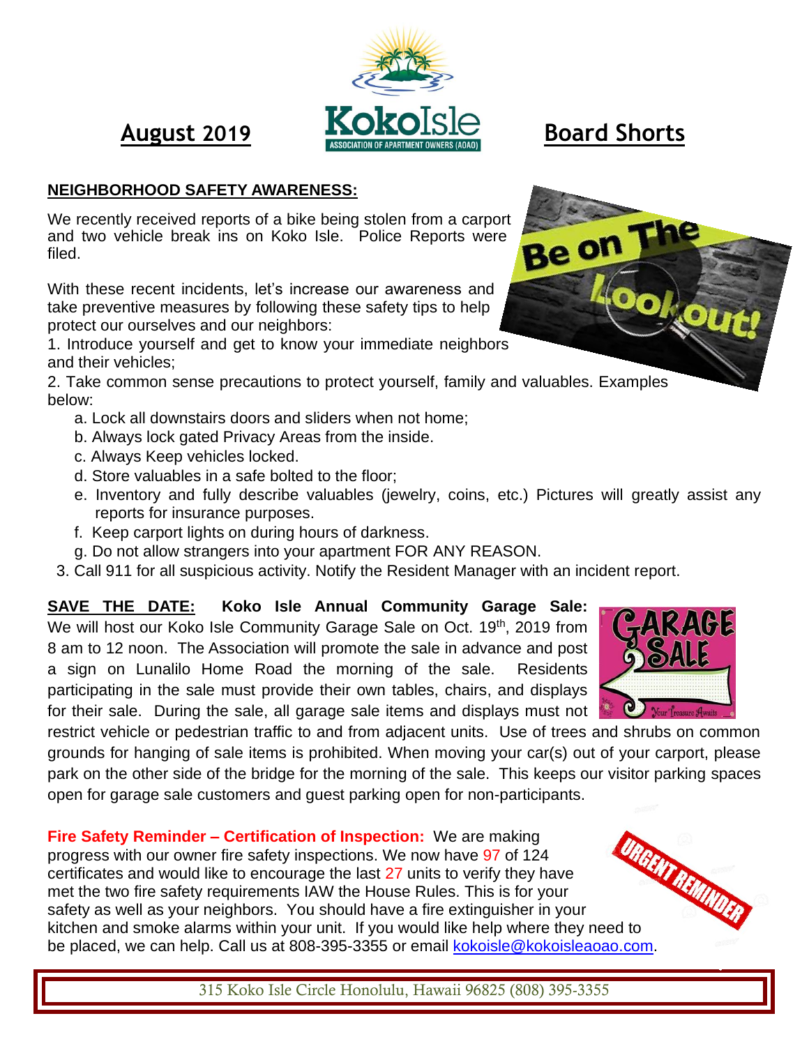# August 2019 — Koko Isle Association of Apartment Owners (AOAO) — Board Shorts

## NEIGHBORHOOD SAFETY AWARENESS:

We recently received reports of a bike being stolen from a carport and two vehicle break ins on Koko Isle. Police Reports were filed.

With these recent incidents, let's increase our awareness and take preventive measures by following these safety tips to help protect our ourselves and our neighbors:

1. Introduce yourself and get to know your immediate neighbors and their vehicles;
2. Take common sense precautions to protect yourself, family and valuables. Examples below:
   a. Lock all downstairs doors and sliders when not home;
   b. Always lock gated Privacy Areas from the inside.
   c. Always Keep vehicles locked.
   d. Store valuables in a safe bolted to the floor;
   e. Inventory and fully describe valuables (jewelry, coins, etc.) Pictures will greatly assist any reports for insurance purposes.
   f. Keep carport lights on during hours of darkness.
   g. Do not allow strangers into your apartment FOR ANY REASON.
3. Call 911 for all suspicious activity. Notify the Resident Manager with an incident report.

**SAVE THE DATE: Koko Isle Annual Community Garage Sale:** We will host our Koko Isle Community Garage Sale on Oct. 19th, 2019 from 8 am to 12 noon. The Association will promote the sale in advance and post a sign on Lunalilo Home Road the morning of the sale. Residents participating in the sale must provide their own tables, chairs, and displays for their sale. During the sale, all garage sale items and displays must not restrict vehicle or pedestrian traffic to and from adjacent units. Use of trees and shrubs on common grounds for hanging of sale items is prohibited. When moving your car(s) out of your carport, please park on the other side of the bridge for the morning of the sale. This keeps our visitor parking spaces open for garage sale customers and guest parking open for non-participants.

**Fire Safety Reminder – Certification of Inspection:** We are making progress with our owner fire safety inspections. We now have 97 of 124 certificates and would like to encourage the last 27 units to verify they have met the two fire safety requirements IAW the House Rules. This is for your safety as well as your neighbors. You should have a fire extinguisher in your kitchen and smoke alarms within your unit. If you would like help where they need to be placed, we can help. Call us at 808-395-3355 or email kokoisle@kokoisleaoao.com.

315 Koko Isle Circle Honolulu, Hawaii 96825 (808) 395-3355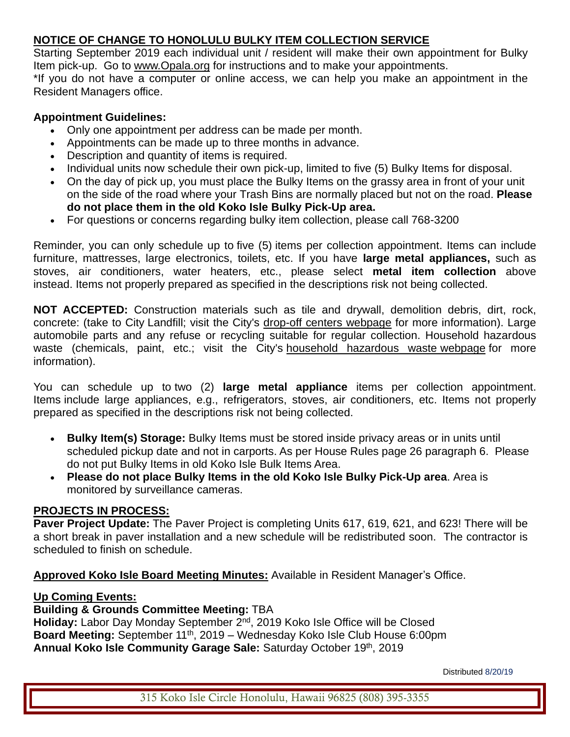## NOTICE OF CHANGE TO HONOLULU BULKY ITEM COLLECTION SERVICE

Starting September 2019 each individual unit / resident will make their own appointment for Bulky Item pick-up. Go to www.Opala.org for instructions and to make your appointments.

*If you do not have a computer or online access, we can help you make an appointment in the Resident Managers office.

**Appointment Guidelines:**

- Only one appointment per address can be made per month.
- Appointments can be made up to three months in advance.
- Description and quantity of items is required.
- Individual units now schedule their own pick-up, limited to five (5) Bulky Items for disposal.
- On the day of pick up, you must place the Bulky Items on the grassy area in front of your unit on the side of the road where your Trash Bins are normally placed but not on the road. **Please do not place them in the old Koko Isle Bulky Pick-Up area.**
- For questions or concerns regarding bulky item collection, please call 768-3200

Reminder, you can only schedule up to five (5) items per collection appointment. Items can include furniture, mattresses, large electronics, toilets, etc. If you have **large metal appliances,** such as stoves, air conditioners, water heaters, etc., please select **metal item collection** above instead. Items not properly prepared as specified in the descriptions risk not being collected.

**NOT ACCEPTED:** Construction materials such as tile and drywall, demolition debris, dirt, rock, concrete: (take to City Landfill; visit the City's drop-off centers webpage for more information). Large automobile parts and any refuse or recycling suitable for regular collection. Household hazardous waste (chemicals, paint, etc.; visit the City's household hazardous waste webpage for more information).

You can schedule up to two (2) **large metal appliance** items per collection appointment. Items include large appliances, e.g., refrigerators, stoves, air conditioners, etc. Items not properly prepared as specified in the descriptions risk not being collected.

- **Bulky Item(s) Storage:** Bulky Items must be stored inside privacy areas or in units until scheduled pickup date and not in carports. As per House Rules page 26 paragraph 6. Please do not put Bulky Items in old Koko Isle Bulk Items Area.
- **Please do not place Bulky Items in the old Koko Isle Bulky Pick-Up area**. Area is monitored by surveillance cameras.

## PROJECTS IN PROCESS:

**Paver Project Update:** The Paver Project is completing Units 617, 619, 621, and 623! There will be a short break in paver installation and a new schedule will be redistributed soon. The contractor is scheduled to finish on schedule.

**Approved Koko Isle Board Meeting Minutes:** Available in Resident Manager's Office.

**Up Coming Events:**

**Building & Grounds Committee Meeting:** TBA
**Holiday:** Labor Day Monday September 2nd, 2019 Koko Isle Office will be Closed
**Board Meeting:** September 11th, 2019 – Wednesday Koko Isle Club House 6:00pm
**Annual Koko Isle Community Garage Sale:** Saturday October 19th, 2019

Distributed 8/20/19

315 Koko Isle Circle Honolulu, Hawaii 96825 (808) 395-3355